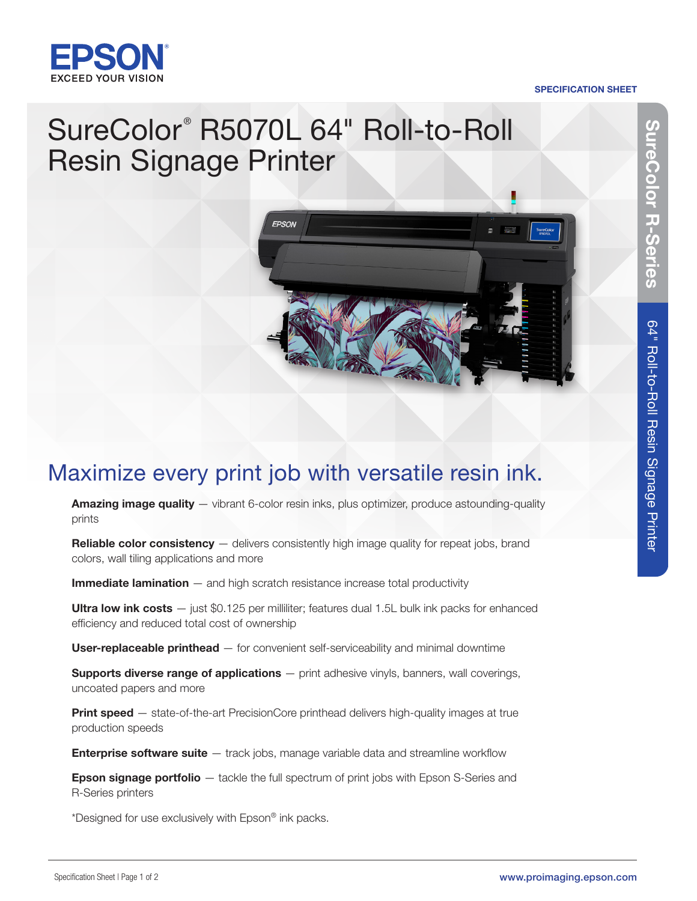EPSON
EXCEED YOUR VISION

SPECIFICATION SHEET

# SureColor® R5070L 64" Roll-to-Roll Resin Signage Printer

SureColor R-Series

64" Roll-to-Roll Resin Signage Printer

## Maximize every print job with versatile resin ink.

**Amazing image quality** — vibrant 6-color resin inks, plus optimizer, produce astounding-quality prints

**Reliable color consistency** — delivers consistently high image quality for repeat jobs, brand colors, wall tiling applications and more

**Immediate lamination** — and high scratch resistance increase total productivity

**Ultra low ink costs** — just $0.125 per milliliter; features dual 1.5L bulk ink packs for enhanced efficiency and reduced total cost of ownership

**User-replaceable printhead** — for convenient self-serviceability and minimal downtime

**Supports diverse range of applications** — print adhesive vinyls, banners, wall coverings, uncoated papers and more

**Print speed** — state-of-the-art PrecisionCore printhead delivers high-quality images at true production speeds

**Enterprise software suite** — track jobs, manage variable data and streamline workflow

**Epson signage portfolio** — tackle the full spectrum of print jobs with Epson S-Series and R-Series printers

*Designed for use exclusively with Epson® ink packs.

www.proimaging.epson.com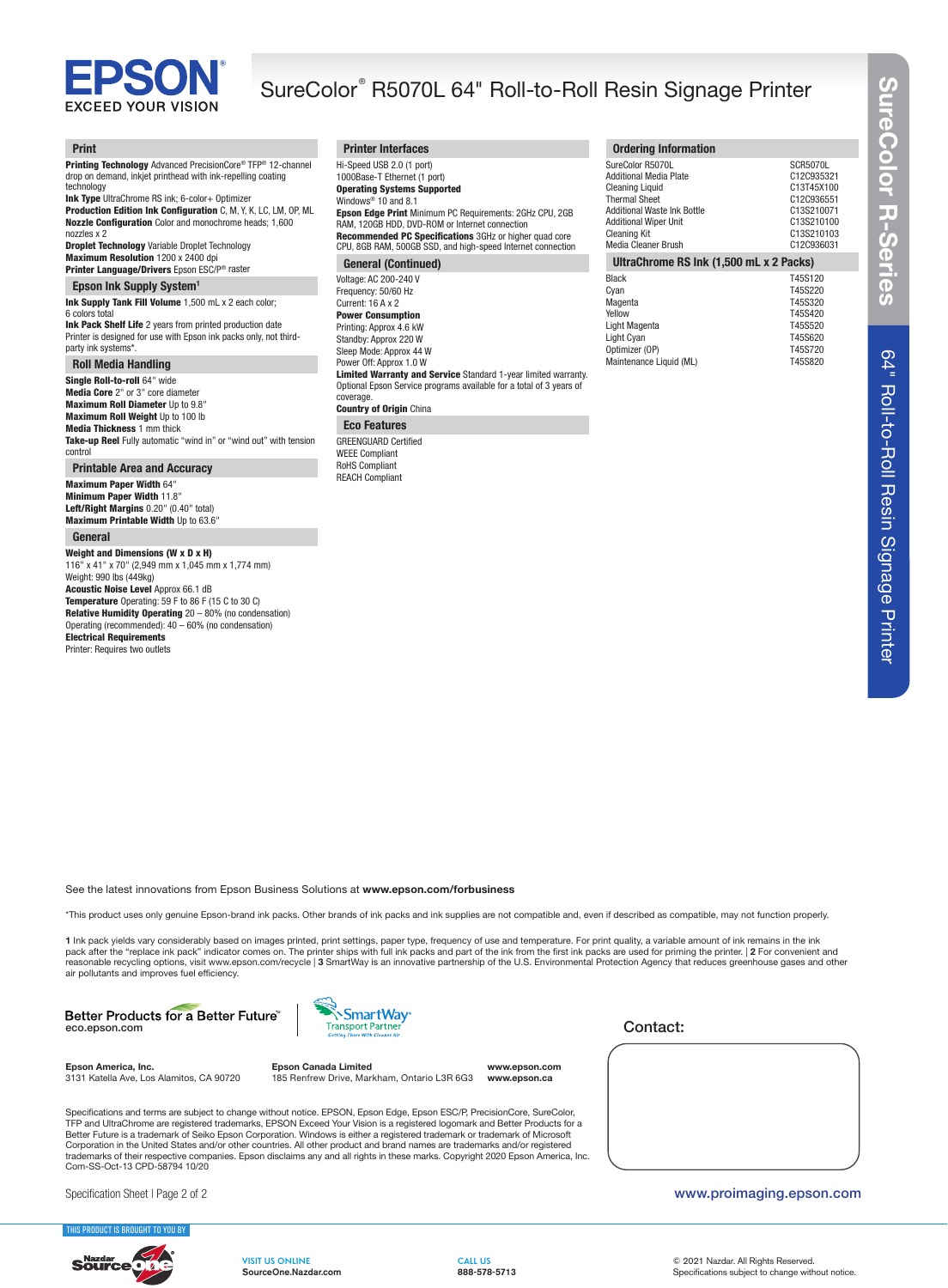# SureColor® R5070L 64" Roll-to-Roll Resin Signage Printer

## Print

**Printing Technology** Advanced PrecisionCore® TFP® 12-channel drop on demand, inkjet printhead with ink-repelling coating technology
**Ink Type** UltraChrome RS ink; 6-color+ Optimizer
**Production Edition Ink Configuration** C, M, Y, K, LC, LM, OP, ML
**Nozzle Configuration** Color and monochrome heads; 1,600 nozzles x 2
**Droplet Technology** Variable Droplet Technology
**Maximum Resolution** 1200 x 2400 dpi
**Printer Language/Drivers** Epson ESC/P® raster

## Epson Ink Supply System[1]

**Ink Supply Tank Fill Volume** 1,500 mL x 2 each color; 6 colors total
**Ink Pack Shelf Life** 2 years from printed production date
Printer is designed for use with Epson ink packs only, not third-party ink systems*.

## Roll Media Handling

**Single Roll-to-roll** 64" wide
**Media Core** 2" or 3" core diameter
**Maximum Roll Diameter** Up to 9.8"
**Maximum Roll Weight** Up to 100 lb
**Media Thickness** 1 mm thick
**Take-up Reel** Fully automatic "wind in" or "wind out" with tension control

## Printable Area and Accuracy

**Maximum Paper Width** 64"
**Minimum Paper Width** 11.8"
**Left/Right Margins** 0.20" (0.40" total)
**Maximum Printable Width** Up to 63.6"

## General

**Weight and Dimensions (W x D x H)**
116" x 41" x 70" (2,949 mm x 1,045 mm x 1,774 mm)
Weight: 990 lbs (449kg)
**Acoustic Noise Level** Approx 66.1 dB
**Temperature** Operating: 59 F to 86 F (15 C to 30 C)
**Relative Humidity Operating** 20 – 80% (no condensation)
Operating (recommended): 40 – 60% (no condensation)
**Electrical Requirements**
Printer: Requires two outlets

## Printer Interfaces

Hi-Speed USB 2.0 (1 port)
1000Base-T Ethernet (1 port)
**Operating Systems Supported**
Windows® 10 and 8.1
**Epson Edge Print** Minimum PC Requirements: 2GHz CPU, 2GB RAM, 120GB HDD, DVD-ROM or Internet connection
**Recommended PC Specifications** 3GHz or higher quad core CPU, 8GB RAM, 500GB SSD, and high-speed Internet connection

## General (Continued)

Voltage: AC 200-240 V
Frequency: 50/60 Hz
Current: 16 A x 2
**Power Consumption**
Printing: Approx 4.6 kW
Standby: Approx 220 W
Sleep Mode: Approx 44 W
Power Off: Approx 1.0 W
**Limited Warranty and Service** Standard 1-year limited warranty. Optional Epson Service programs available for a total of 3 years of coverage.
**Country of Origin** China

## Eco Features

GREENGUARD Certified
WEEE Compliant
RoHS Compliant
REACH Compliant

## Ordering Information

| | |
|---|---|
| SureColor R5070L | SCR5070L |
| Additional Media Plate | C12C935321 |
| Cleaning Liquid | C13T45X100 |
| Thermal Sheet | C12C936551 |
| Additional Waste Ink Bottle | C13S210071 |
| Additional Wiper Unit | C13S210100 |
| Cleaning Kit | C13S210103 |
| Media Cleaner Brush | C12C936031 |

## UltraChrome RS Ink (1,500 mL x 2 Packs)

| | |
|---|---|
| Black | T45S120 |
| Cyan | T45S220 |
| Magenta | T45S320 |
| Yellow | T45S420 |
| Light Magenta | T45S520 |
| Light Cyan | T45S620 |
| Optimizer (OP) | T45S720 |
| Maintenance Liquid (ML) | T45S820 |

See the latest innovations from Epson Business Solutions at **www.epson.com/forbusiness**

*This product uses only genuine Epson-brand ink packs. Other brands of ink packs and ink supplies are not compatible and, even if described as compatible, may not function properly.

**1** Ink pack yields vary considerably based on images printed, print settings, paper type, frequency of use and temperature. For print quality, a variable amount of ink remains in the ink pack after the "replace ink pack" indicator comes on. The printer ships with full ink packs and part of the ink from the first ink packs are used for priming the printer. | **2** For convenient and reasonable recycling options, visit www.epson.com/recycle | **3** SmartWay is an innovative partnership of the U.S. Environmental Protection Agency that reduces greenhouse gases and other air pollutants and improves fuel efficiency.

Better Products for a Better Future™
eco.epson.com

SmartWay® Transport Partner

Contact:

**Epson America, Inc.**
3131 Katella Ave, Los Alamitos, CA 90720

**Epson Canada Limited**
185 Renfrew Drive, Markham, Ontario L3R 6G3

**www.epson.com**
**www.epson.ca**

Specifications and terms are subject to change without notice. EPSON, Epson Edge, Epson ESC/P, PrecisionCore, SureColor, TFP and UltraChrome are registered trademarks, EPSON Exceed Your Vision is a registered logomark and Better Products for a Better Future is a trademark of Seiko Epson Corporation. Windows is either a registered trademark or trademark of Microsoft Corporation in the United States and/or other countries. All other product and brand names are trademarks and/or registered trademarks of their respective companies. Epson disclaims any and all rights in these marks. Copyright 2020 Epson America, Inc. Com-SS-Oct-13 CPD-58794 10/20

**www.proimaging.epson.com**

THIS PRODUCT IS BROUGHT TO YOU BY

VISIT US ONLINE
SourceOne.Nazdar.com

CALL US
888-578-5713

© 2021 Nazdar. All Rights Reserved.
Specifications subject to change without notice.